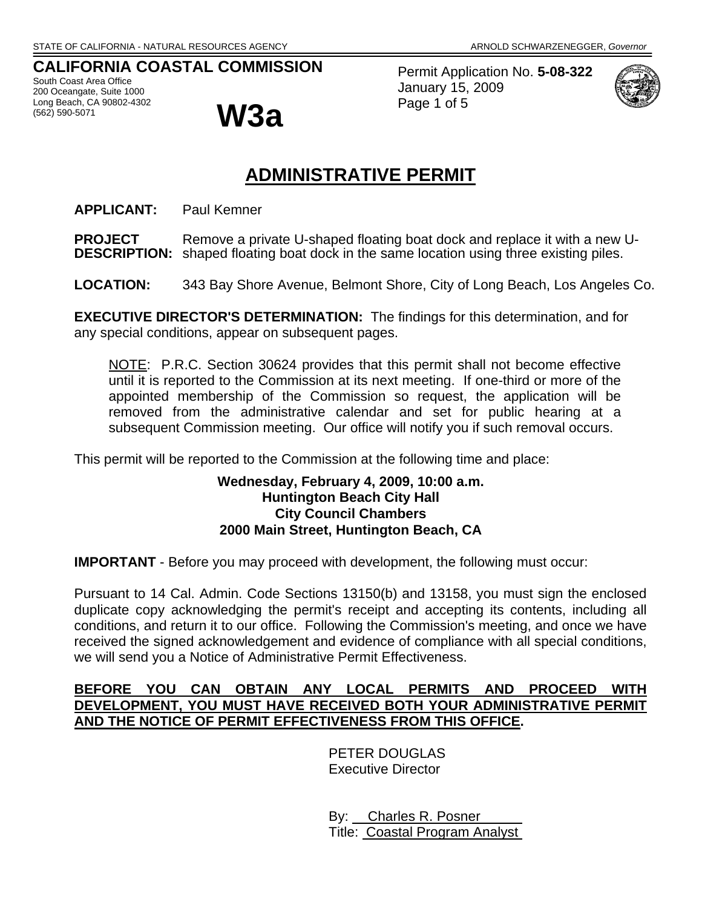STATE OF CALIFORNIA - NATURAL RESOURCES AGENCY ARNOLD SCHWARZENEGGER, *Governor*

**CALIFORNIA COASTAL COMMISSION**
South Coast Area Office
200 Oceangate, Suite 1000
Long Beach, CA 90802-4302
(562) 590-5071

# W3a

Permit Application No. **5-08-322**
January 15, 2009

## ADMINISTRATIVE PERMIT

**APPLICANT:** Paul Kemner

**PROJECT DESCRIPTION:** Remove a private U-shaped floating boat dock and replace it with a new U-shaped floating boat dock in the same location using three existing piles.

**LOCATION:** 343 Bay Shore Avenue, Belmont Shore, City of Long Beach, Los Angeles Co.

**EXECUTIVE DIRECTOR'S DETERMINATION:** The findings for this determination, and for any special conditions, appear on subsequent pages.

> NOTE: P.R.C. Section 30624 provides that this permit shall not become effective until it is reported to the Commission at its next meeting. If one-third or more of the appointed membership of the Commission so request, the application will be removed from the administrative calendar and set for public hearing at a subsequent Commission meeting. Our office will notify you if such removal occurs.

This permit will be reported to the Commission at the following time and place:

**Wednesday, February 4, 2009, 10:00 a.m.**
**Huntington Beach City Hall**
**City Council Chambers**
**2000 Main Street, Huntington Beach, CA**

**IMPORTANT** - Before you may proceed with development, the following must occur:

Pursuant to 14 Cal. Admin. Code Sections 13150(b) and 13158, you must sign the enclosed duplicate copy acknowledging the permit's receipt and accepting its contents, including all conditions, and return it to our office. Following the Commission's meeting, and once we have received the signed acknowledgement and evidence of compliance with all special conditions, we will send you a Notice of Administrative Permit Effectiveness.

**BEFORE YOU CAN OBTAIN ANY LOCAL PERMITS AND PROCEED WITH DEVELOPMENT, YOU MUST HAVE RECEIVED BOTH YOUR ADMINISTRATIVE PERMIT AND THE NOTICE OF PERMIT EFFECTIVENESS FROM THIS OFFICE.**

PETER DOUGLAS
Executive Director

By: Charles R. Posner
Title: Coastal Program Analyst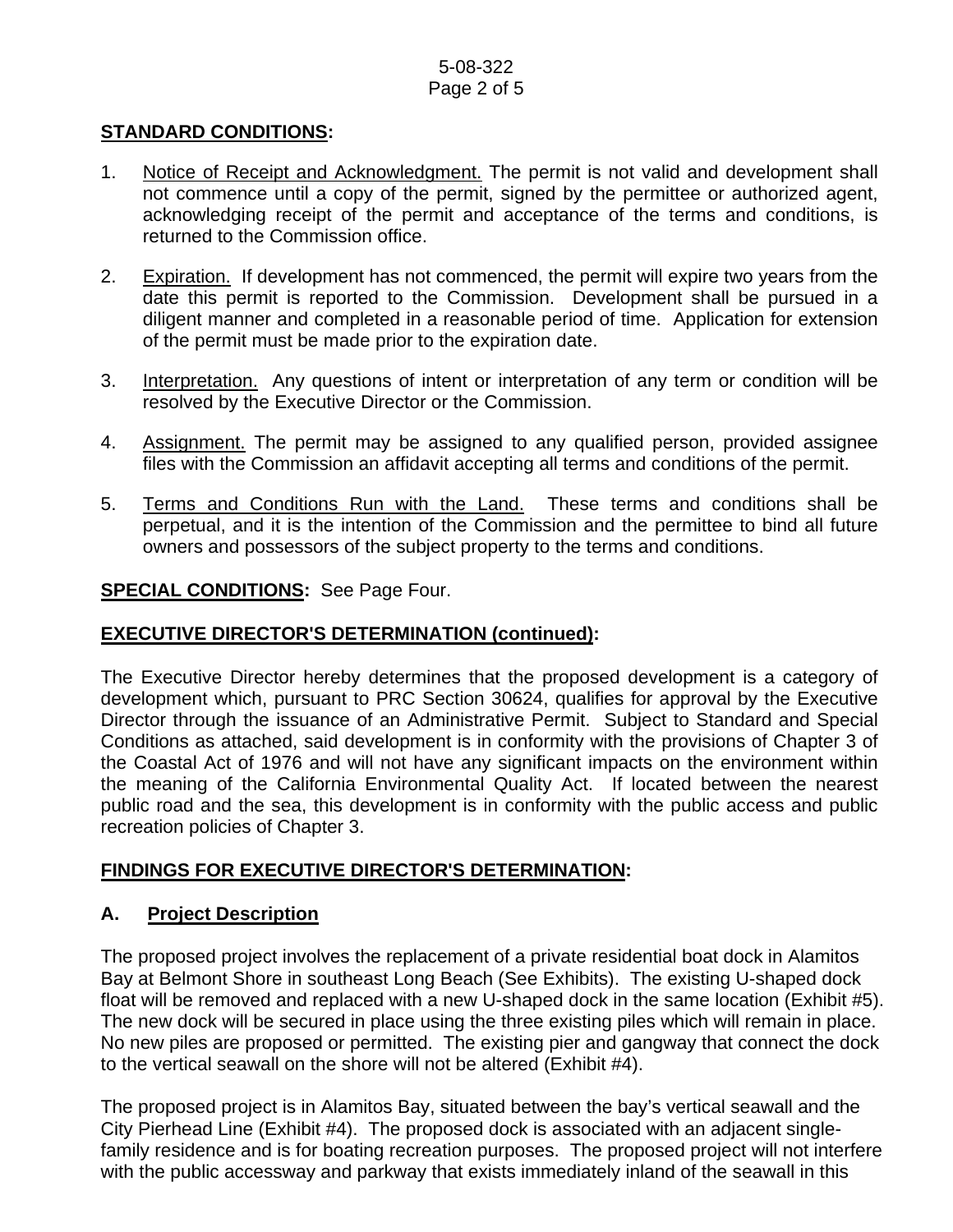## STANDARD CONDITIONS:

1. Notice of Receipt and Acknowledgment. The permit is not valid and development shall not commence until a copy of the permit, signed by the permittee or authorized agent, acknowledging receipt of the permit and acceptance of the terms and conditions, is returned to the Commission office.

2. Expiration. If development has not commenced, the permit will expire two years from the date this permit is reported to the Commission. Development shall be pursued in a diligent manner and completed in a reasonable period of time. Application for extension of the permit must be made prior to the expiration date.

3. Interpretation. Any questions of intent or interpretation of any term or condition will be resolved by the Executive Director or the Commission.

4. Assignment. The permit may be assigned to any qualified person, provided assignee files with the Commission an affidavit accepting all terms and conditions of the permit.

5. Terms and Conditions Run with the Land. These terms and conditions shall be perpetual, and it is the intention of the Commission and the permittee to bind all future owners and possessors of the subject property to the terms and conditions.

**SPECIAL CONDITIONS:** See Page Four.

## EXECUTIVE DIRECTOR'S DETERMINATION (continued):

The Executive Director hereby determines that the proposed development is a category of development which, pursuant to PRC Section 30624, qualifies for approval by the Executive Director through the issuance of an Administrative Permit. Subject to Standard and Special Conditions as attached, said development is in conformity with the provisions of Chapter 3 of the Coastal Act of 1976 and will not have any significant impacts on the environment within the meaning of the California Environmental Quality Act. If located between the nearest public road and the sea, this development is in conformity with the public access and public recreation policies of Chapter 3.

## FINDINGS FOR EXECUTIVE DIRECTOR'S DETERMINATION:

### A. Project Description

The proposed project involves the replacement of a private residential boat dock in Alamitos Bay at Belmont Shore in southeast Long Beach (See Exhibits). The existing U-shaped dock float will be removed and replaced with a new U-shaped dock in the same location (Exhibit #5). The new dock will be secured in place using the three existing piles which will remain in place. No new piles are proposed or permitted. The existing pier and gangway that connect the dock to the vertical seawall on the shore will not be altered (Exhibit #4).

The proposed project is in Alamitos Bay, situated between the bay's vertical seawall and the City Pierhead Line (Exhibit #4). The proposed dock is associated with an adjacent single-family residence and is for boating recreation purposes. The proposed project will not interfere with the public accessway and parkway that exists immediately inland of the seawall in this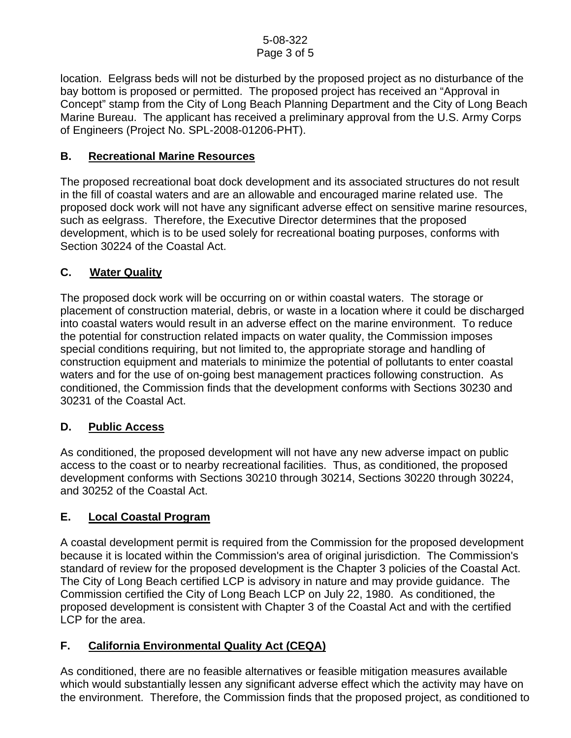location. Eelgrass beds will not be disturbed by the proposed project as no disturbance of the bay bottom is proposed or permitted. The proposed project has received an "Approval in Concept" stamp from the City of Long Beach Planning Department and the City of Long Beach Marine Bureau. The applicant has received a preliminary approval from the U.S. Army Corps of Engineers (Project No. SPL-2008-01206-PHT).

## B. Recreational Marine Resources

The proposed recreational boat dock development and its associated structures do not result in the fill of coastal waters and are an allowable and encouraged marine related use. The proposed dock work will not have any significant adverse effect on sensitive marine resources, such as eelgrass. Therefore, the Executive Director determines that the proposed development, which is to be used solely for recreational boating purposes, conforms with Section 30224 of the Coastal Act.

## C. Water Quality

The proposed dock work will be occurring on or within coastal waters. The storage or placement of construction material, debris, or waste in a location where it could be discharged into coastal waters would result in an adverse effect on the marine environment. To reduce the potential for construction related impacts on water quality, the Commission imposes special conditions requiring, but not limited to, the appropriate storage and handling of construction equipment and materials to minimize the potential of pollutants to enter coastal waters and for the use of on-going best management practices following construction. As conditioned, the Commission finds that the development conforms with Sections 30230 and 30231 of the Coastal Act.

## D. Public Access

As conditioned, the proposed development will not have any new adverse impact on public access to the coast or to nearby recreational facilities. Thus, as conditioned, the proposed development conforms with Sections 30210 through 30214, Sections 30220 through 30224, and 30252 of the Coastal Act.

## E. Local Coastal Program

A coastal development permit is required from the Commission for the proposed development because it is located within the Commission's area of original jurisdiction. The Commission's standard of review for the proposed development is the Chapter 3 policies of the Coastal Act. The City of Long Beach certified LCP is advisory in nature and may provide guidance. The Commission certified the City of Long Beach LCP on July 22, 1980. As conditioned, the proposed development is consistent with Chapter 3 of the Coastal Act and with the certified LCP for the area.

## F. California Environmental Quality Act (CEQA)

As conditioned, there are no feasible alternatives or feasible mitigation measures available which would substantially lessen any significant adverse effect which the activity may have on the environment. Therefore, the Commission finds that the proposed project, as conditioned to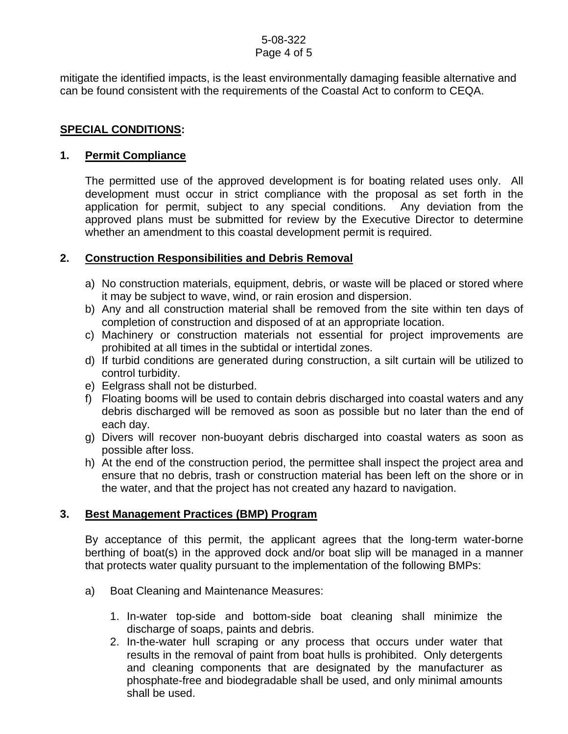mitigate the identified impacts, is the least environmentally damaging feasible alternative and can be found consistent with the requirements of the Coastal Act to conform to CEQA.

## SPECIAL CONDITIONS:

### 1. Permit Compliance

The permitted use of the approved development is for boating related uses only. All development must occur in strict compliance with the proposal as set forth in the application for permit, subject to any special conditions. Any deviation from the approved plans must be submitted for review by the Executive Director to determine whether an amendment to this coastal development permit is required.

### 2. Construction Responsibilities and Debris Removal

a) No construction materials, equipment, debris, or waste will be placed or stored where it may be subject to wave, wind, or rain erosion and dispersion.
b) Any and all construction material shall be removed from the site within ten days of completion of construction and disposed of at an appropriate location.
c) Machinery or construction materials not essential for project improvements are prohibited at all times in the subtidal or intertidal zones.
d) If turbid conditions are generated during construction, a silt curtain will be utilized to control turbidity.
e) Eelgrass shall not be disturbed.
f) Floating booms will be used to contain debris discharged into coastal waters and any debris discharged will be removed as soon as possible but no later than the end of each day.
g) Divers will recover non-buoyant debris discharged into coastal waters as soon as possible after loss.
h) At the end of the construction period, the permittee shall inspect the project area and ensure that no debris, trash or construction material has been left on the shore or in the water, and that the project has not created any hazard to navigation.

### 3. Best Management Practices (BMP) Program

By acceptance of this permit, the applicant agrees that the long-term water-borne berthing of boat(s) in the approved dock and/or boat slip will be managed in a manner that protects water quality pursuant to the implementation of the following BMPs:

a) Boat Cleaning and Maintenance Measures:

1. In-water top-side and bottom-side boat cleaning shall minimize the discharge of soaps, paints and debris.
2. In-the-water hull scraping or any process that occurs under water that results in the removal of paint from boat hulls is prohibited. Only detergents and cleaning components that are designated by the manufacturer as phosphate-free and biodegradable shall be used, and only minimal amounts shall be used.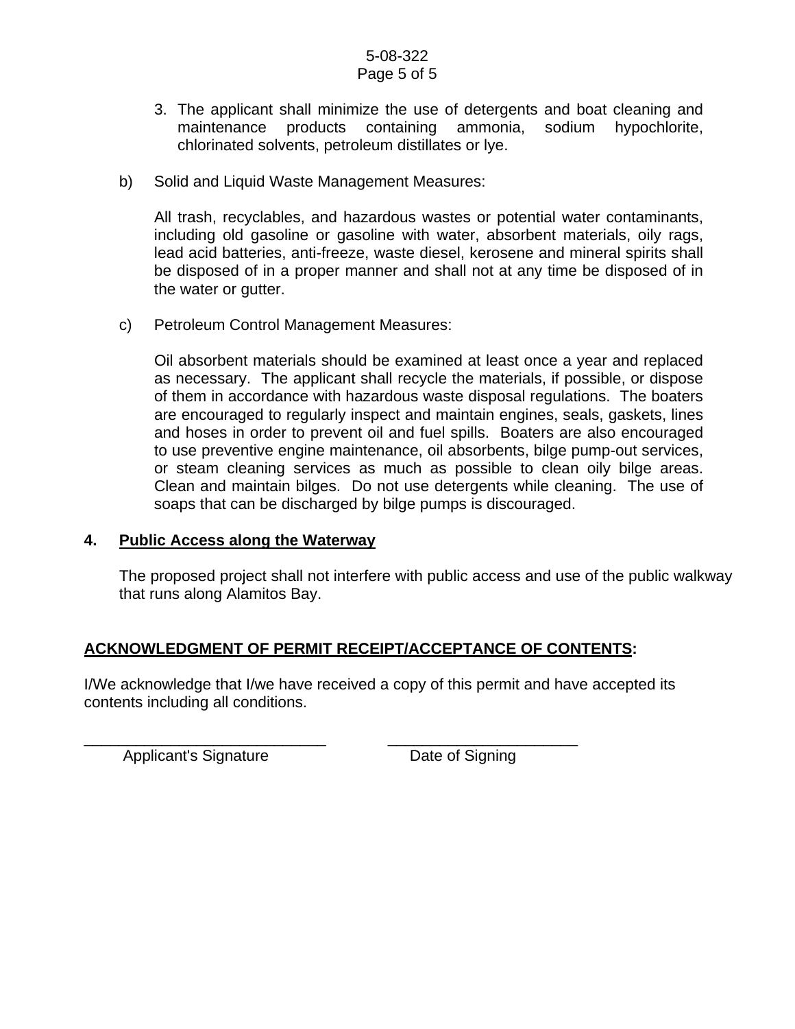3. The applicant shall minimize the use of detergents and boat cleaning and maintenance products containing ammonia, sodium hypochlorite, chlorinated solvents, petroleum distillates or lye.

b) Solid and Liquid Waste Management Measures:

All trash, recyclables, and hazardous wastes or potential water contaminants, including old gasoline or gasoline with water, absorbent materials, oily rags, lead acid batteries, anti-freeze, waste diesel, kerosene and mineral spirits shall be disposed of in a proper manner and shall not at any time be disposed of in the water or gutter.

c) Petroleum Control Management Measures:

Oil absorbent materials should be examined at least once a year and replaced as necessary. The applicant shall recycle the materials, if possible, or dispose of them in accordance with hazardous waste disposal regulations. The boaters are encouraged to regularly inspect and maintain engines, seals, gaskets, lines and hoses in order to prevent oil and fuel spills. Boaters are also encouraged to use preventive engine maintenance, oil absorbents, bilge pump-out services, or steam cleaning services as much as possible to clean oily bilge areas. Clean and maintain bilges. Do not use detergents while cleaning. The use of soaps that can be discharged by bilge pumps is discouraged.

**4. <u>Public Access along the Waterway</u>**

The proposed project shall not interfere with public access and use of the public walkway that runs along Alamitos Bay.

**<u>ACKNOWLEDGMENT OF PERMIT RECEIPT/ACCEPTANCE OF CONTENTS</u>:**

I/We acknowledge that I/we have received a copy of this permit and have accepted its contents including all conditions.

_____________________________ &nbsp;&nbsp;&nbsp;&nbsp; ______________________

Applicant's Signature &nbsp;&nbsp;&nbsp;&nbsp; Date of Signing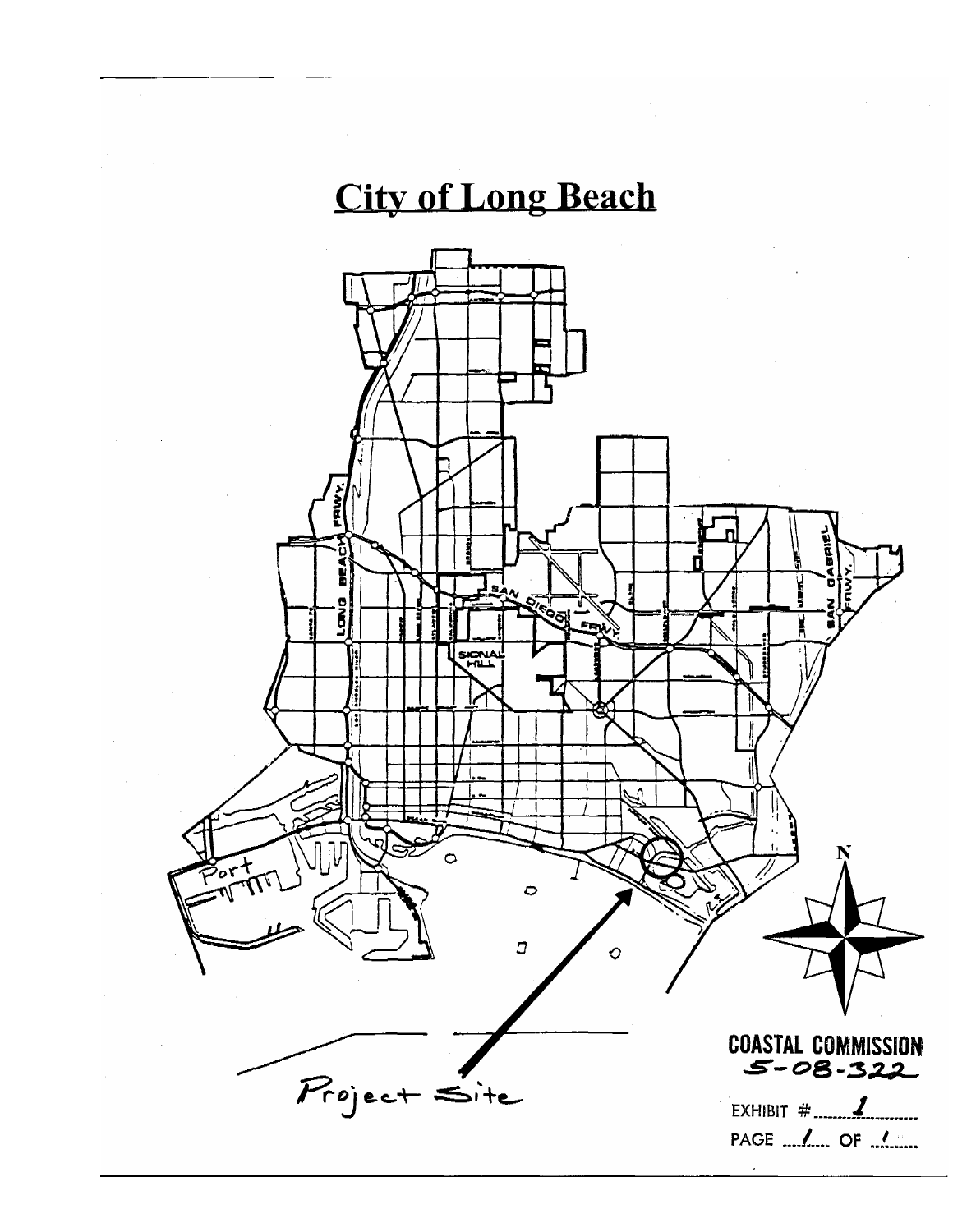# City of Long Beach

Project Site

COASTAL COMMISSION
5-08-322

EXHIBIT # 1

PAGE 1 OF 1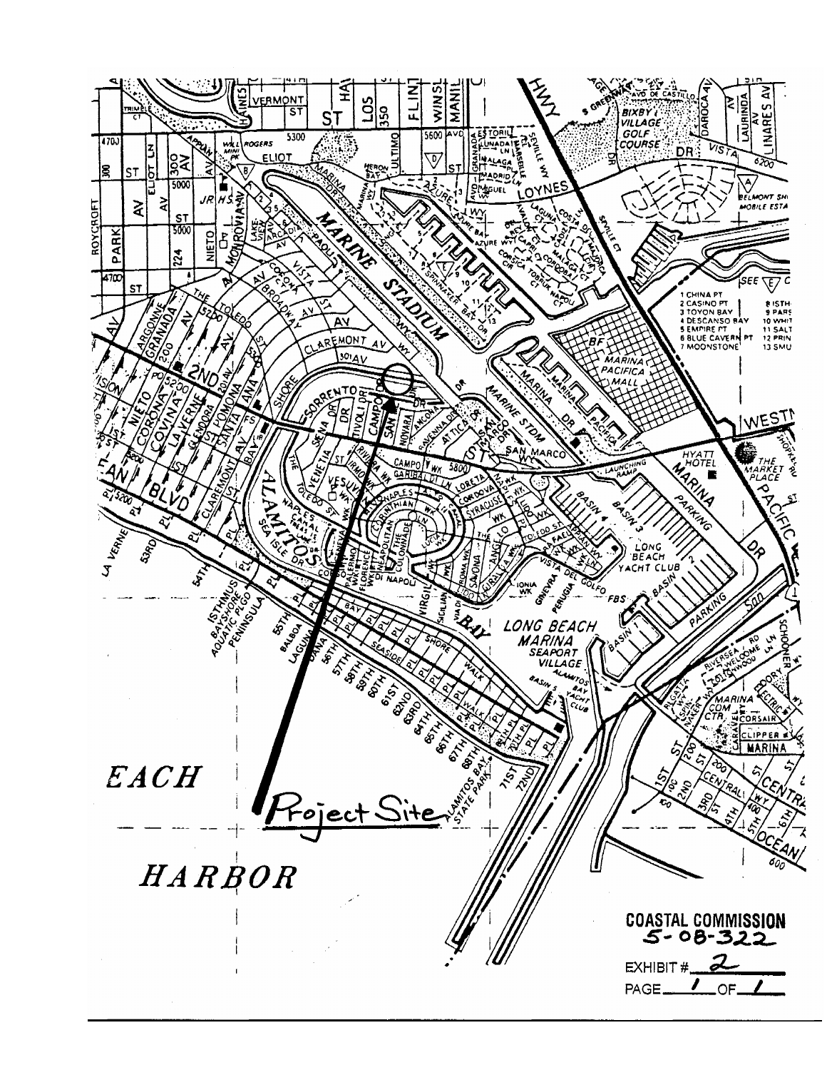Project Site

COASTAL COMMISSION
5-08-322

EXHIBIT # 2

PAGE 1 OF 1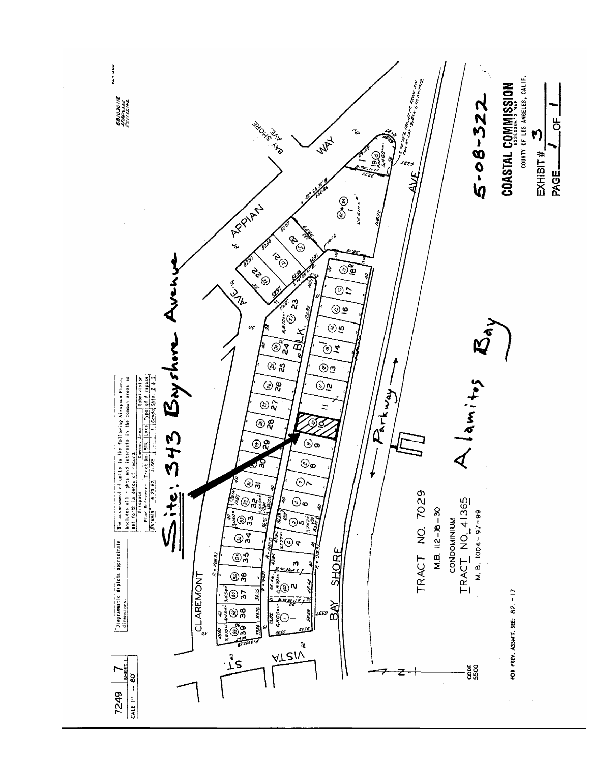7249 | 7
SCALE 1" = 80' | SHEET 1

*Diagrammatic depicts approximate dimensions.

The assessment of units in the following Airspace Plans, includes all rights and interests in the common areas as set forth in deeds of record.

| Airspace | | Common Area | | | Subdivision |
|---|---|---|---|---|---|
| Plan Reference | | Tract No. | Blk. | Lots | Type of Airspace |
| 851691 9* | 5-20-82 | 41365 | -- | 1 | Condo Shts. 2 & 3 |

# Site: 343 Bayshore Avenue

CLAREMONT

APPIAN WAY

BAY SHORE AVE.

VISTA ST.

BAY SHORE AVE

BLK. I

← Parkway →

Alamitos Bay

TRACT NO. 7029
M.B. 112-18-30

CONDOMINIUM
TRACT NO. 41365
M. B. 1004-97-99

CODE 5500

FOR PREV. ASSMT. SEE: 821-17

5-08-322

**COASTAL COMMISSION**
ASSESSOR'S MAP
COUNTY OF LOS ANGELES, CALIF.

EXHIBIT # 3

PAGE 1 OF 1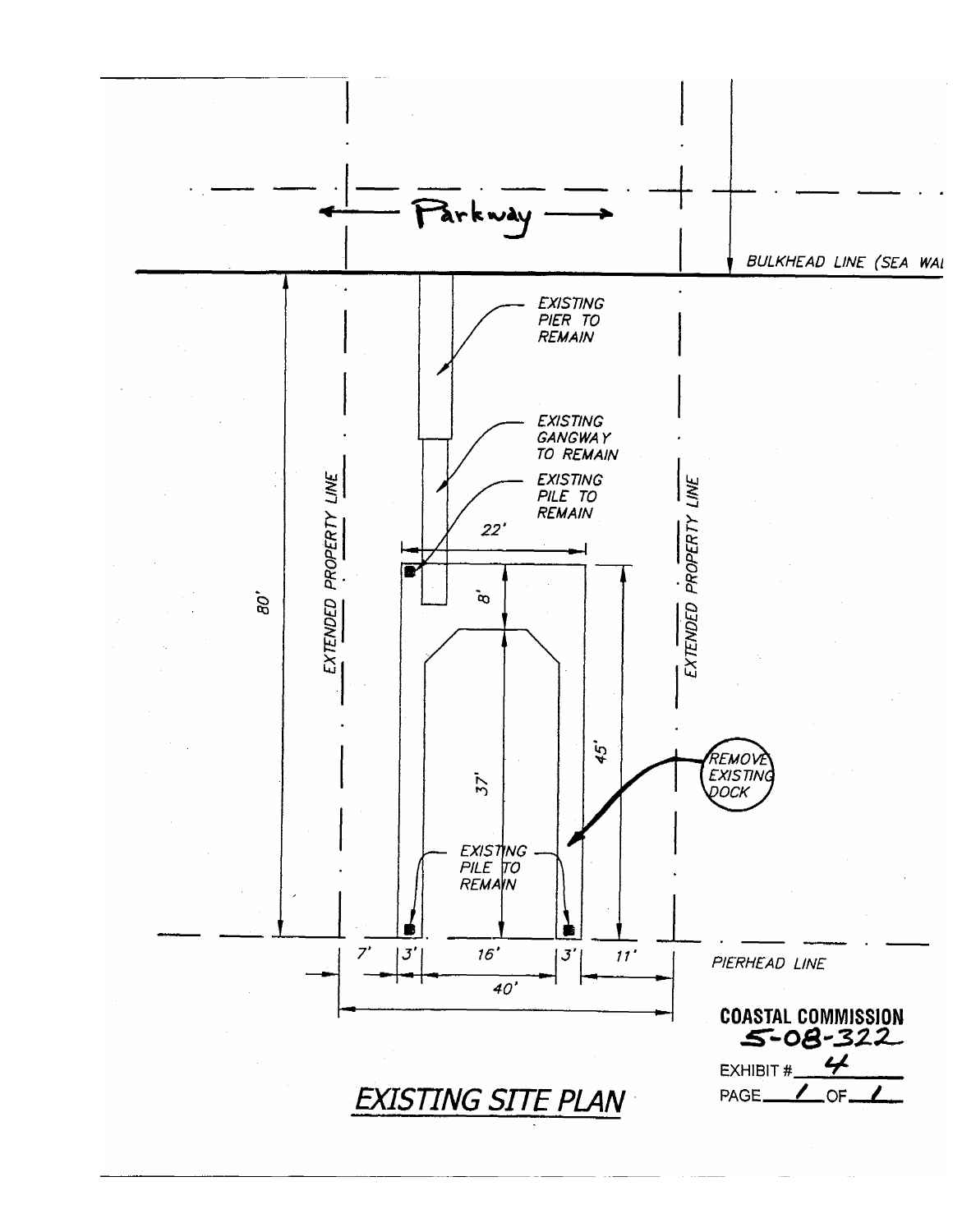Parkway

BULKHEAD LINE (SEA WAL

EXISTING PIER TO REMAIN

EXISTING GANGWAY TO REMAIN

EXISTING PILE TO REMAIN

22'

8'

80'

EXTENDED PROPERTY LINE

EXTENDED PROPERTY LINE

37'

45'

REMOVE EXISTING DOCK

EXISTING PILE TO REMAIN

7' | 3' | 16' | 3' | 11'

40'

PIERHEAD LINE

**COASTAL COMMISSION**
**5-08-322**

EXHIBIT # 4

PAGE 1 OF 1

## EXISTING SITE PLAN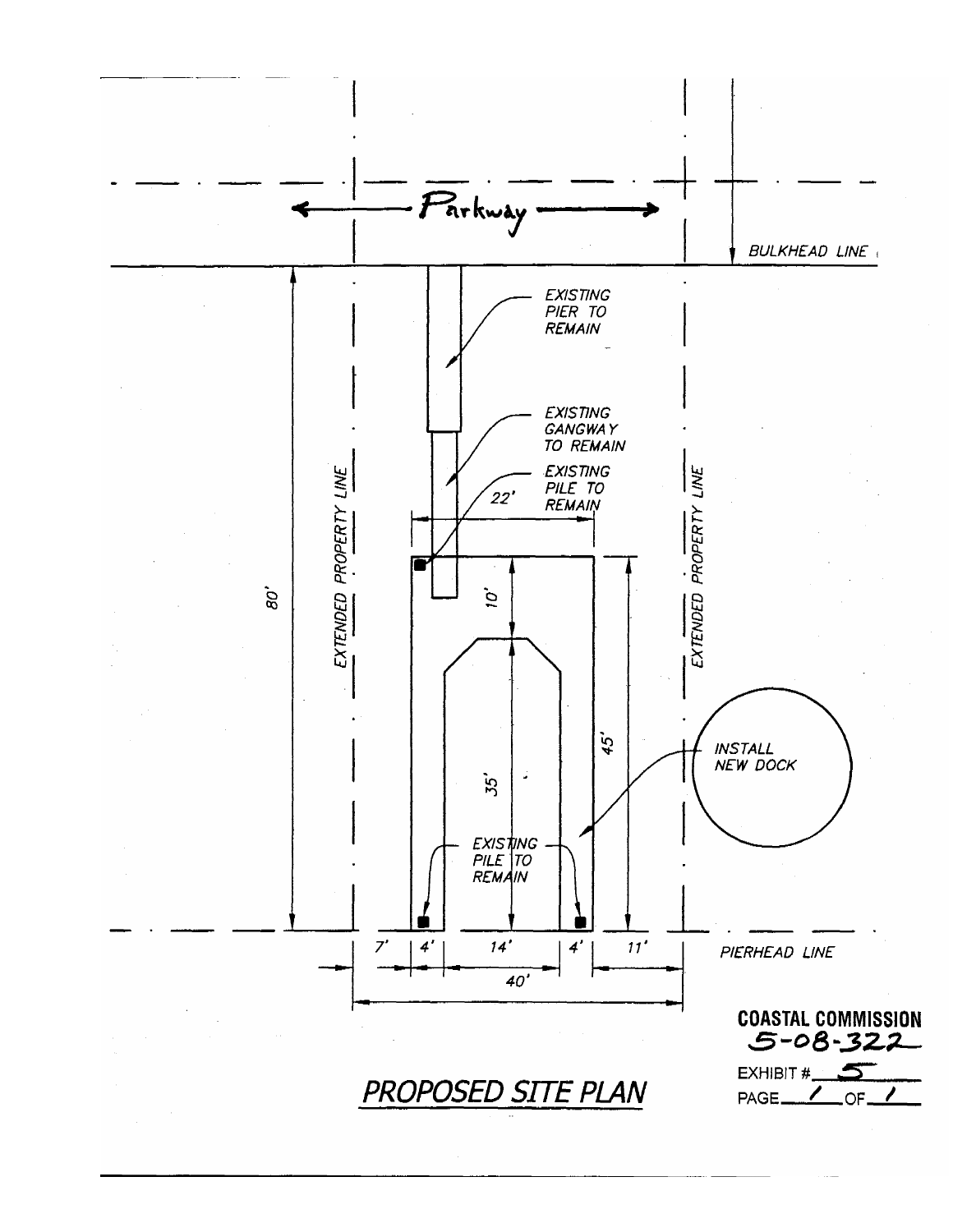Parkway

BULKHEAD LINE

EXISTING PIER TO REMAIN

EXISTING GANGWAY TO REMAIN

EXISTING PILE TO REMAIN

22'

EXTENDED PROPERTY LINE

EXTENDED PROPERTY LINE

80'

10'

45'

35'

INSTALL NEW DOCK

EXISTING PILE TO REMAIN

7'

4'

14'

4'

11'

40'

PIERHEAD LINE

**COASTAL COMMISSION**
5-08-322

EXHIBIT # 5

PAGE 1 OF 1

PROPOSED SITE PLAN